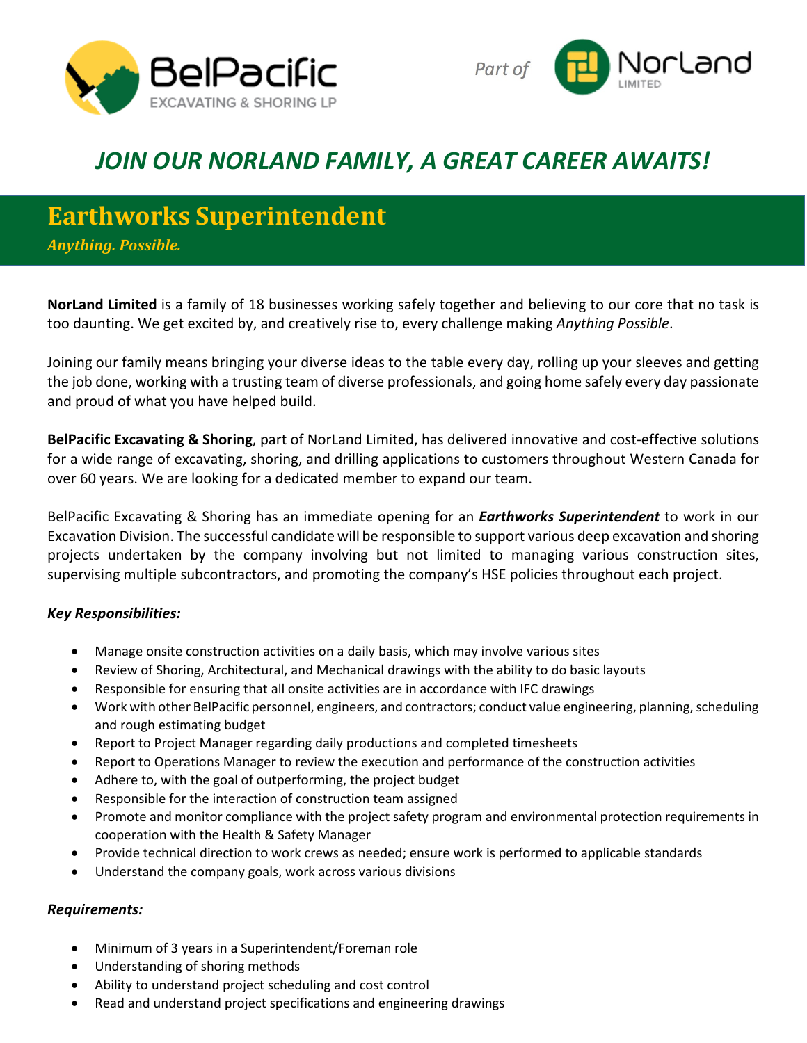BelPacific EXCAVATING & SHORING LP — *Part of* NorLand LIMITED

## *JOIN OUR NORLAND FAMILY, A GREAT CAREER AWAITS!*

# Earthworks Superintendent

*Anything. Possible.*

**NorLand Limited** is a family of 18 businesses working safely together and believing to our core that no task is too daunting. We get excited by, and creatively rise to, every challenge making *Anything Possible*.

Joining our family means bringing your diverse ideas to the table every day, rolling up your sleeves and getting the job done, working with a trusting team of diverse professionals, and going home safely every day passionate and proud of what you have helped build.

**BelPacific Excavating & Shoring**, part of NorLand Limited, has delivered innovative and cost-effective solutions for a wide range of excavating, shoring, and drilling applications to customers throughout Western Canada for over 60 years. We are looking for a dedicated member to expand our team.

BelPacific Excavating & Shoring has an immediate opening for an ***Earthworks Superintendent*** to work in our Excavation Division. The successful candidate will be responsible to support various deep excavation and shoring projects undertaken by the company involving but not limited to managing various construction sites, supervising multiple subcontractors, and promoting the company's HSE policies throughout each project.

***Key Responsibilities:***

- Manage onsite construction activities on a daily basis, which may involve various sites
- Review of Shoring, Architectural, and Mechanical drawings with the ability to do basic layouts
- Responsible for ensuring that all onsite activities are in accordance with IFC drawings
- Work with other BelPacific personnel, engineers, and contractors; conduct value engineering, planning, scheduling and rough estimating budget
- Report to Project Manager regarding daily productions and completed timesheets
- Report to Operations Manager to review the execution and performance of the construction activities
- Adhere to, with the goal of outperforming, the project budget
- Responsible for the interaction of construction team assigned
- Promote and monitor compliance with the project safety program and environmental protection requirements in cooperation with the Health & Safety Manager
- Provide technical direction to work crews as needed; ensure work is performed to applicable standards
- Understand the company goals, work across various divisions

***Requirements:***

- Minimum of 3 years in a Superintendent/Foreman role
- Understanding of shoring methods
- Ability to understand project scheduling and cost control
- Read and understand project specifications and engineering drawings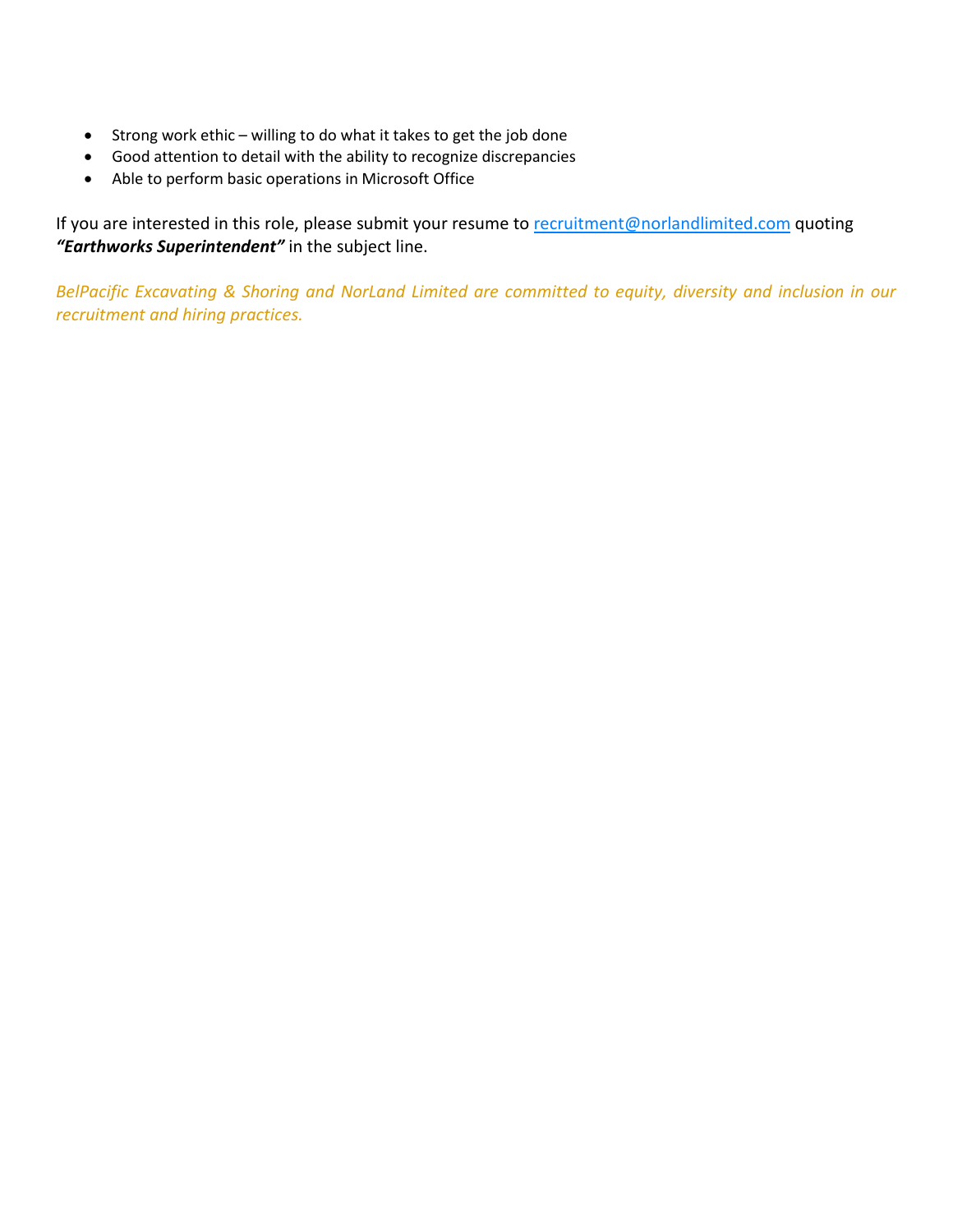- Strong work ethic – willing to do what it takes to get the job done
- Good attention to detail with the ability to recognize discrepancies
- Able to perform basic operations in Microsoft Office

If you are interested in this role, please submit your resume to recruitment@norlandlimited.com quoting ***"Earthworks Superintendent"*** in the subject line.

*BelPacific Excavating & Shoring and NorLand Limited are committed to equity, diversity and inclusion in our recruitment and hiring practices.*